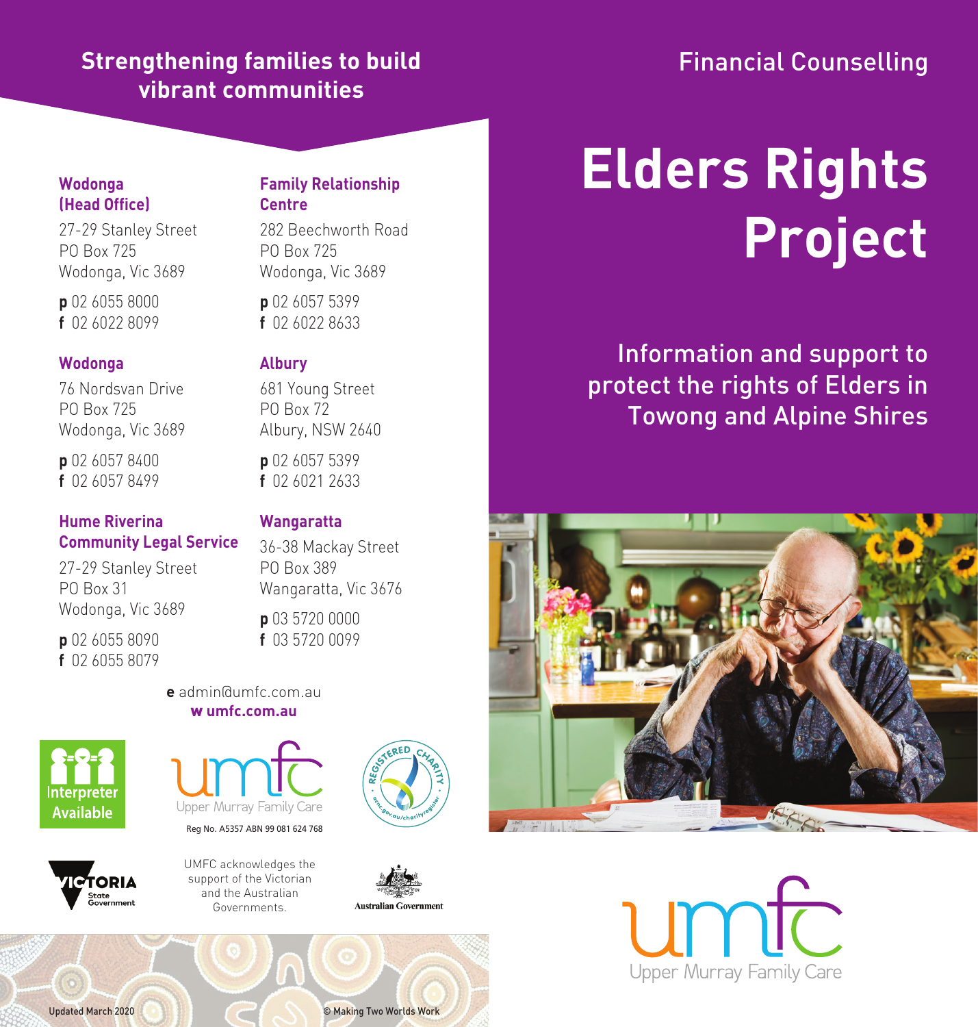Financial Counselling

# Elders Rights Project

Information and support to protect the rights of Elders in Towong and Alpine Shires

Upper Murray Family Care

## Strengthening families to build vibrant communities

**Wodonga (Head Office)**
27-29 Stanley Street
PO Box 725
Wodonga, Vic 3689
**p** 02 6055 8000
**f** 02 6022 8099

**Wodonga**
76 Nordsvan Drive
PO Box 725
Wodonga, Vic 3689
**p** 02 6057 8400
**f** 02 6057 8499

**Hume Riverina Community Legal Service**
27-29 Stanley Street
PO Box 31
Wodonga, Vic 3689
**p** 02 6055 8090
**f** 02 6055 8079

**Family Relationship Centre**
282 Beechworth Road
PO Box 725
Wodonga, Vic 3689
**p** 02 6057 5399
**f** 02 6022 8633

**Albury**
681 Young Street
PO Box 72
Albury, NSW 2640
**p** 02 6057 5399
**f** 02 6021 2633

**Wangaratta**
36-38 Mackay Street
PO Box 389
Wangaratta, Vic 3676
**p** 03 5720 0000
**f** 03 5720 0099

**e** admin@umfc.com.au
**w umfc.com.au**

Interpreter Available

Upper Murray Family Care
Reg No. A5357 ABN 99 081 624 768

UMFC acknowledges the support of the Victorian and the Australian Governments.

Updated March 2020

© Making Two Worlds Work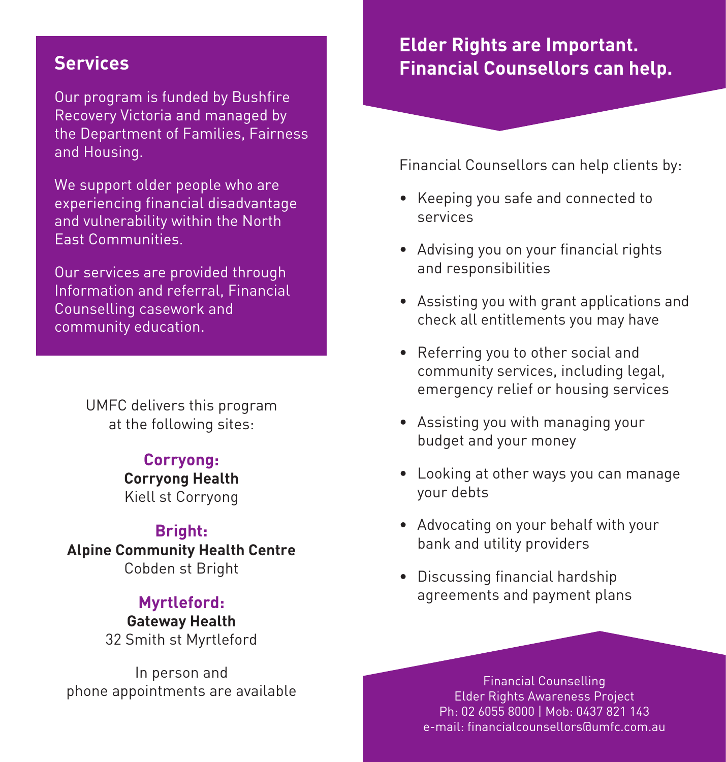## Services

Our program is funded by Bushfire Recovery Victoria and managed by the Department of Families, Fairness and Housing.

We support older people who are experiencing financial disadvantage and vulnerability within the North East Communities.

Our services are provided through Information and referral, Financial Counselling casework and community education.

UMFC delivers this program at the following sites:

**Corryong:**
**Corryong Health**
Kiell st Corryong

**Bright:**
**Alpine Community Health Centre**
Cobden st Bright

**Myrtleford:**
**Gateway Health**
32 Smith st Myrtleford

In person and phone appointments are available

## Elder Rights are Important. Financial Counsellors can help.

Financial Counsellors can help clients by:

- Keeping you safe and connected to services
- Advising you on your financial rights and responsibilities
- Assisting you with grant applications and check all entitlements you may have
- Referring you to other social and community services, including legal, emergency relief or housing services
- Assisting you with managing your budget and your money
- Looking at other ways you can manage your debts
- Advocating on your behalf with your bank and utility providers
- Discussing financial hardship agreements and payment plans

Financial Counselling
Elder Rights Awareness Project
Ph: 02 6055 8000 | Mob: 0437 821 143
e-mail: financialcounsellors@umfc.com.au